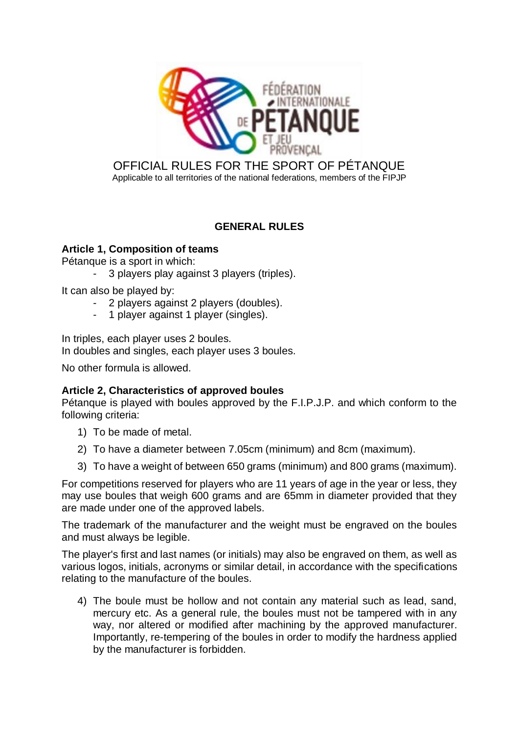# OFFICIAL RULES FOR THE SPORT OF PÉTANQUE

Applicable to all territories of the national federations, members of the FIPJP

## GENERAL RULES

### Article 1, Composition of teams

Pétanque is a sport in which:

- 3 players play against 3 players (triples).

It can also be played by:

- 2 players against 2 players (doubles).
- 1 player against 1 player (singles).

In triples, each player uses 2 boules.
In doubles and singles, each player uses 3 boules.

No other formula is allowed.

### Article 2, Characteristics of approved boules

Pétanque is played with boules approved by the F.I.P.J.P. and which conform to the following criteria:

1) To be made of metal.
2) To have a diameter between 7.05cm (minimum) and 8cm (maximum).
3) To have a weight of between 650 grams (minimum) and 800 grams (maximum).

For competitions reserved for players who are 11 years of age in the year or less, they may use boules that weigh 600 grams and are 65mm in diameter provided that they are made under one of the approved labels.

The trademark of the manufacturer and the weight must be engraved on the boules and must always be legible.

The player's first and last names (or initials) may also be engraved on them, as well as various logos, initials, acronyms or similar detail, in accordance with the specifications relating to the manufacture of the boules.

4) The boule must be hollow and not contain any material such as lead, sand, mercury etc. As a general rule, the boules must not be tampered with in any way, nor altered or modified after machining by the approved manufacturer. Importantly, re-tempering of the boules in order to modify the hardness applied by the manufacturer is forbidden.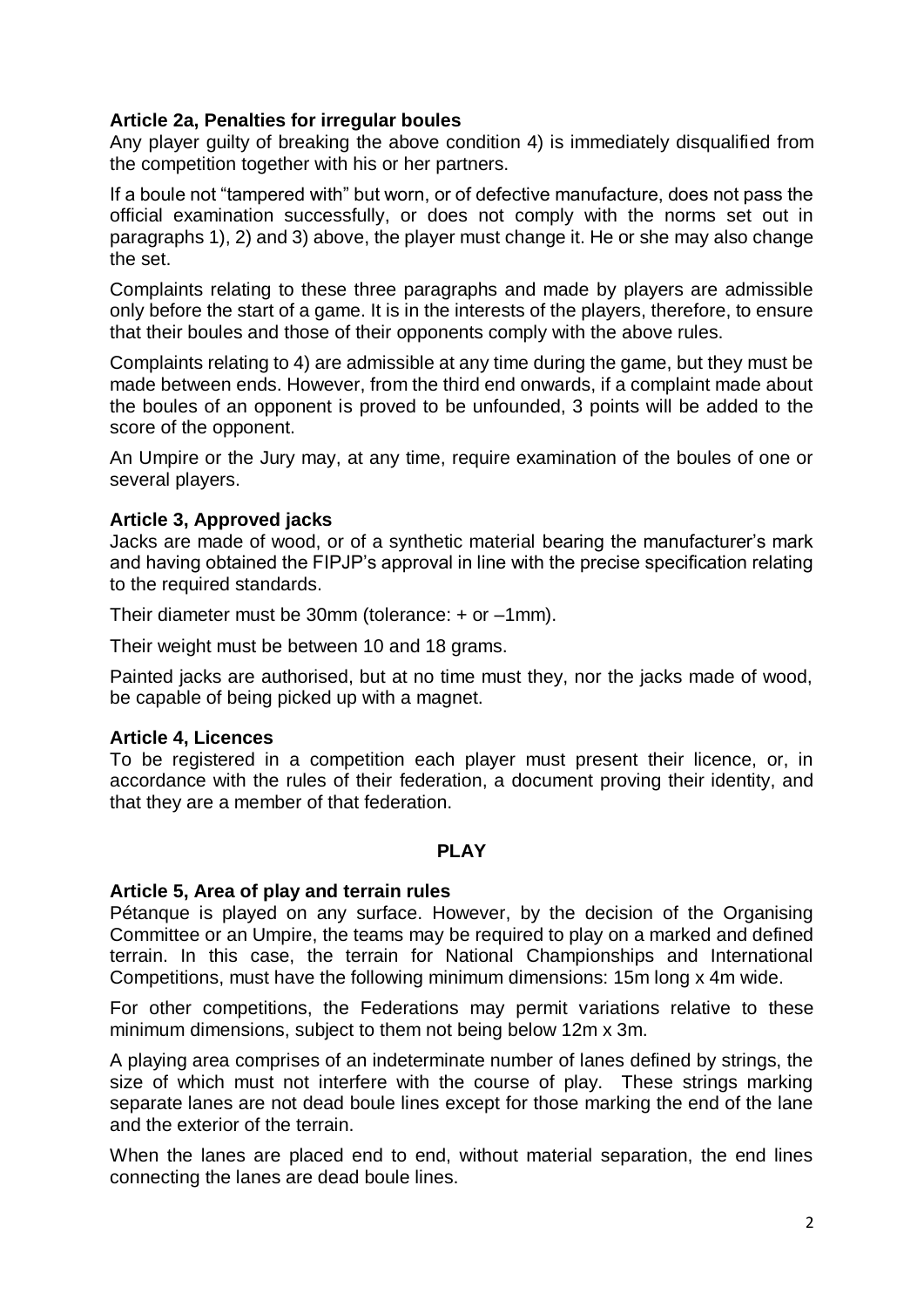### Article 2a, Penalties for irregular boules

Any player guilty of breaking the above condition 4) is immediately disqualified from the competition together with his or her partners.

If a boule not "tampered with" but worn, or of defective manufacture, does not pass the official examination successfully, or does not comply with the norms set out in paragraphs 1), 2) and 3) above, the player must change it. He or she may also change the set.

Complaints relating to these three paragraphs and made by players are admissible only before the start of a game. It is in the interests of the players, therefore, to ensure that their boules and those of their opponents comply with the above rules.

Complaints relating to 4) are admissible at any time during the game, but they must be made between ends. However, from the third end onwards, if a complaint made about the boules of an opponent is proved to be unfounded, 3 points will be added to the score of the opponent.

An Umpire or the Jury may, at any time, require examination of the boules of one or several players.

### Article 3, Approved jacks

Jacks are made of wood, or of a synthetic material bearing the manufacturer's mark and having obtained the FIPJP's approval in line with the precise specification relating to the required standards.

Their diameter must be 30mm (tolerance: + or –1mm).

Their weight must be between 10 and 18 grams.

Painted jacks are authorised, but at no time must they, nor the jacks made of wood, be capable of being picked up with a magnet.

### Article 4, Licences

To be registered in a competition each player must present their licence, or, in accordance with the rules of their federation, a document proving their identity, and that they are a member of that federation.

## PLAY

### Article 5, Area of play and terrain rules

Pétanque is played on any surface. However, by the decision of the Organising Committee or an Umpire, the teams may be required to play on a marked and defined terrain. In this case, the terrain for National Championships and International Competitions, must have the following minimum dimensions: 15m long x 4m wide.

For other competitions, the Federations may permit variations relative to these minimum dimensions, subject to them not being below 12m x 3m.

A playing area comprises of an indeterminate number of lanes defined by strings, the size of which must not interfere with the course of play. These strings marking separate lanes are not dead boule lines except for those marking the end of the lane and the exterior of the terrain.

When the lanes are placed end to end, without material separation, the end lines connecting the lanes are dead boule lines.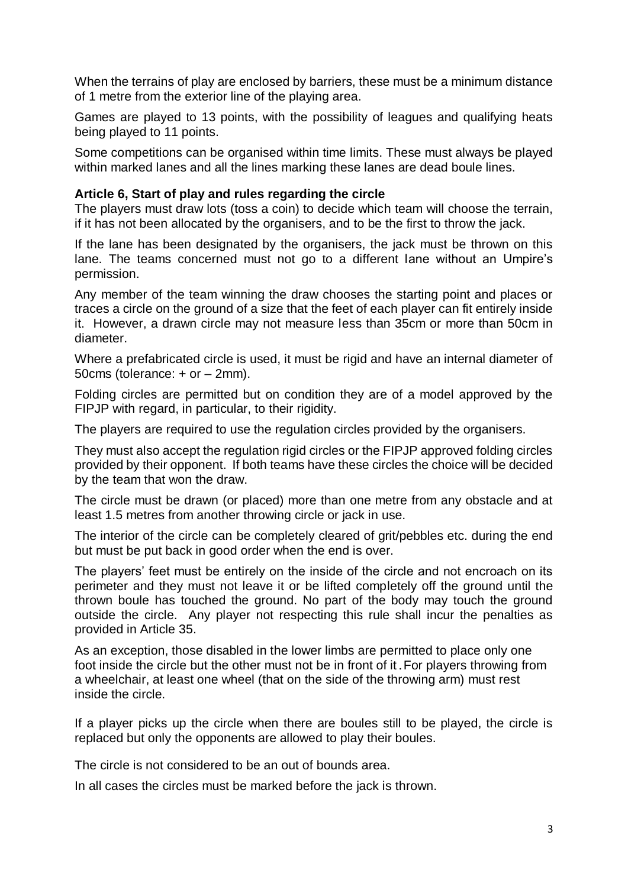When the terrains of play are enclosed by barriers, these must be a minimum distance of 1 metre from the exterior line of the playing area.

Games are played to 13 points, with the possibility of leagues and qualifying heats being played to 11 points.

Some competitions can be organised within time limits. These must always be played within marked lanes and all the lines marking these lanes are dead boule lines.

**Article 6, Start of play and rules regarding the circle**

The players must draw lots (toss a coin) to decide which team will choose the terrain, if it has not been allocated by the organisers, and to be the first to throw the jack.

If the lane has been designated by the organisers, the jack must be thrown on this lane. The teams concerned must not go to a different lane without an Umpire's permission.

Any member of the team winning the draw chooses the starting point and places or traces a circle on the ground of a size that the feet of each player can fit entirely inside it. However, a drawn circle may not measure less than 35cm or more than 50cm in diameter.

Where a prefabricated circle is used, it must be rigid and have an internal diameter of 50cms (tolerance: + or – 2mm).

Folding circles are permitted but on condition they are of a model approved by the FIPJP with regard, in particular, to their rigidity.

The players are required to use the regulation circles provided by the organisers.

They must also accept the regulation rigid circles or the FIPJP approved folding circles provided by their opponent. If both teams have these circles the choice will be decided by the team that won the draw.

The circle must be drawn (or placed) more than one metre from any obstacle and at least 1.5 metres from another throwing circle or jack in use.

The interior of the circle can be completely cleared of grit/pebbles etc. during the end but must be put back in good order when the end is over.

The players' feet must be entirely on the inside of the circle and not encroach on its perimeter and they must not leave it or be lifted completely off the ground until the thrown boule has touched the ground. No part of the body may touch the ground outside the circle. Any player not respecting this rule shall incur the penalties as provided in Article 35.

As an exception, those disabled in the lower limbs are permitted to place only one foot inside the circle but the other must not be in front of it. For players throwing from a wheelchair, at least one wheel (that on the side of the throwing arm) must rest inside the circle.

If a player picks up the circle when there are boules still to be played, the circle is replaced but only the opponents are allowed to play their boules.

The circle is not considered to be an out of bounds area.

In all cases the circles must be marked before the jack is thrown.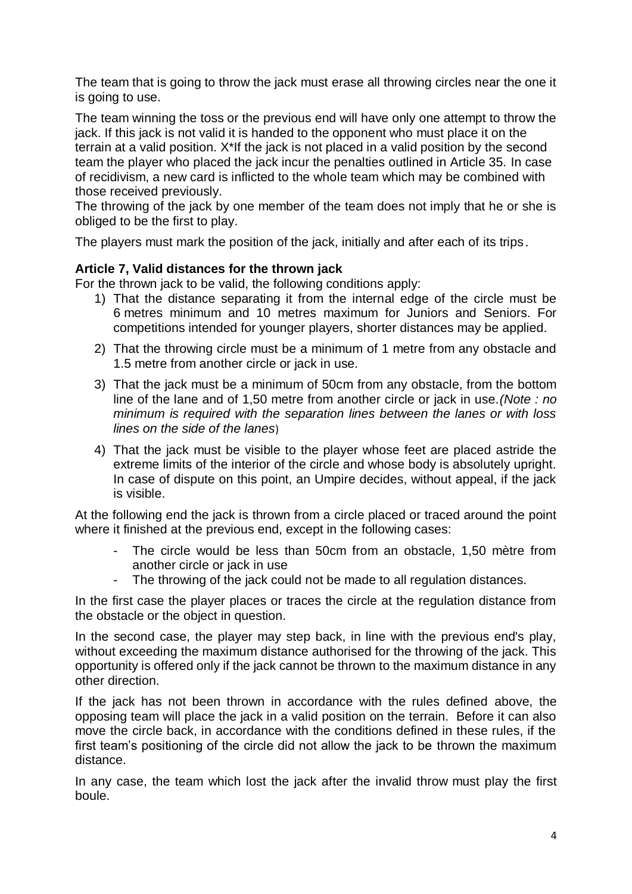The team that is going to throw the jack must erase all throwing circles near the one it is going to use.

The team winning the toss or the previous end will have only one attempt to throw the jack. If this jack is not valid it is handed to the opponent who must place it on the terrain at a valid position. X*If the jack is not placed in a valid position by the second team the player who placed the jack incur the penalties outlined in Article 35. In case of recidivism, a new card is inflicted to the whole team which may be combined with those received previously.
The throwing of the jack by one member of the team does not imply that he or she is obliged to be the first to play.

The players must mark the position of the jack, initially and after each of its trips.

**Article 7, Valid distances for the thrown jack**

For the thrown jack to be valid, the following conditions apply:

1) That the distance separating it from the internal edge of the circle must be 6 metres minimum and 10 metres maximum for Juniors and Seniors. For competitions intended for younger players, shorter distances may be applied.
2) That the throwing circle must be a minimum of 1 metre from any obstacle and 1.5 metre from another circle or jack in use.
3) That the jack must be a minimum of 50cm from any obstacle, from the bottom line of the lane and of 1,50 metre from another circle or jack in use.*(Note : no minimum is required with the separation lines between the lanes or with loss lines on the side of the lanes*)
4) That the jack must be visible to the player whose feet are placed astride the extreme limits of the interior of the circle and whose body is absolutely upright. In case of dispute on this point, an Umpire decides, without appeal, if the jack is visible.

At the following end the jack is thrown from a circle placed or traced around the point where it finished at the previous end, except in the following cases:

- The circle would be less than 50cm from an obstacle, 1,50 mètre from another circle or jack in use
- The throwing of the jack could not be made to all regulation distances.

In the first case the player places or traces the circle at the regulation distance from the obstacle or the object in question.

In the second case, the player may step back, in line with the previous end's play, without exceeding the maximum distance authorised for the throwing of the jack. This opportunity is offered only if the jack cannot be thrown to the maximum distance in any other direction.

If the jack has not been thrown in accordance with the rules defined above, the opposing team will place the jack in a valid position on the terrain. Before it can also move the circle back, in accordance with the conditions defined in these rules, if the first team's positioning of the circle did not allow the jack to be thrown the maximum distance.

In any case, the team which lost the jack after the invalid throw must play the first boule.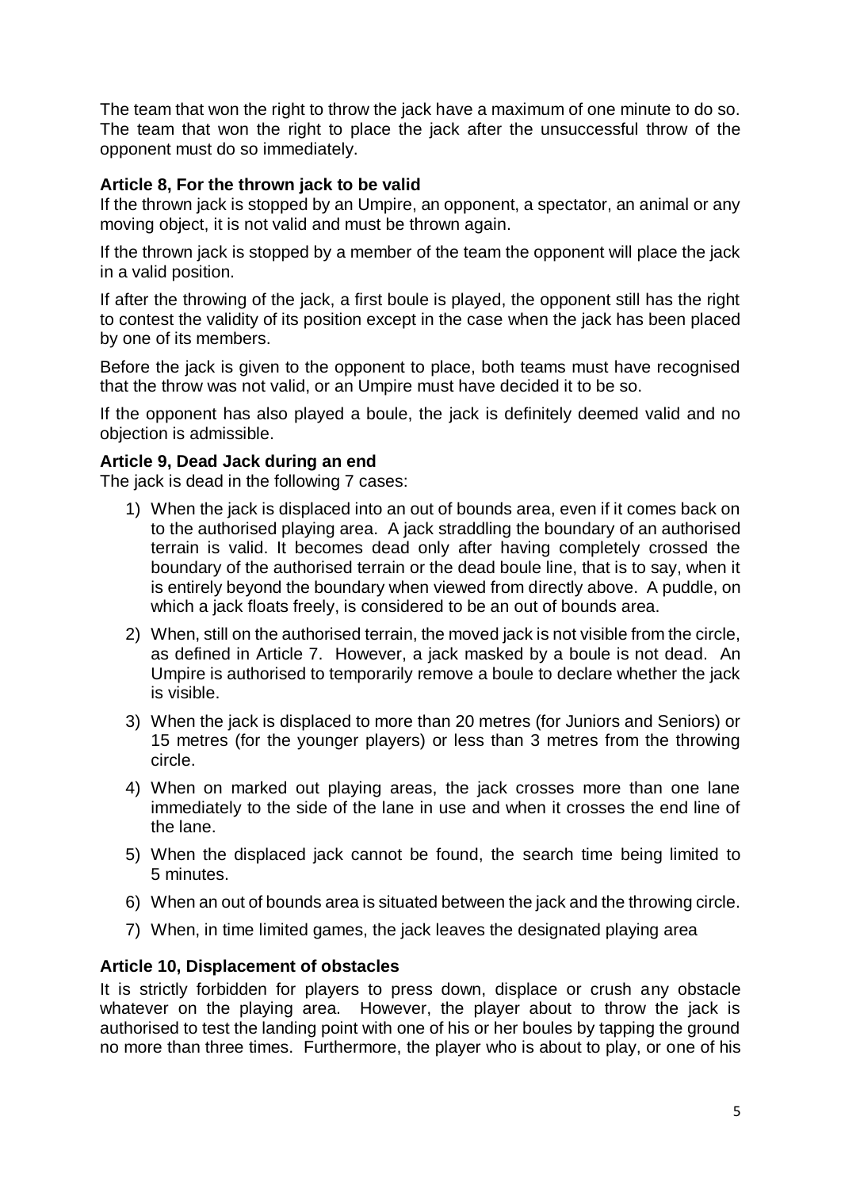The team that won the right to throw the jack have a maximum of one minute to do so. The team that won the right to place the jack after the unsuccessful throw of the opponent must do so immediately.

**Article 8, For the thrown jack to be valid**

If the thrown jack is stopped by an Umpire, an opponent, a spectator, an animal or any moving object, it is not valid and must be thrown again.

If the thrown jack is stopped by a member of the team the opponent will place the jack in a valid position.

If after the throwing of the jack, a first boule is played, the opponent still has the right to contest the validity of its position except in the case when the jack has been placed by one of its members.

Before the jack is given to the opponent to place, both teams must have recognised that the throw was not valid, or an Umpire must have decided it to be so.

If the opponent has also played a boule, the jack is definitely deemed valid and no objection is admissible.

**Article 9, Dead Jack during an end**

The jack is dead in the following 7 cases:

1) When the jack is displaced into an out of bounds area, even if it comes back on to the authorised playing area. A jack straddling the boundary of an authorised terrain is valid. It becomes dead only after having completely crossed the boundary of the authorised terrain or the dead boule line, that is to say, when it is entirely beyond the boundary when viewed from directly above. A puddle, on which a jack floats freely, is considered to be an out of bounds area.
2) When, still on the authorised terrain, the moved jack is not visible from the circle, as defined in Article 7. However, a jack masked by a boule is not dead. An Umpire is authorised to temporarily remove a boule to declare whether the jack is visible.
3) When the jack is displaced to more than 20 metres (for Juniors and Seniors) or 15 metres (for the younger players) or less than 3 metres from the throwing circle.
4) When on marked out playing areas, the jack crosses more than one lane immediately to the side of the lane in use and when it crosses the end line of the lane.
5) When the displaced jack cannot be found, the search time being limited to 5 minutes.
6) When an out of bounds area is situated between the jack and the throwing circle.
7) When, in time limited games, the jack leaves the designated playing area

**Article 10, Displacement of obstacles**

It is strictly forbidden for players to press down, displace or crush any obstacle whatever on the playing area. However, the player about to throw the jack is authorised to test the landing point with one of his or her boules by tapping the ground no more than three times. Furthermore, the player who is about to play, or one of his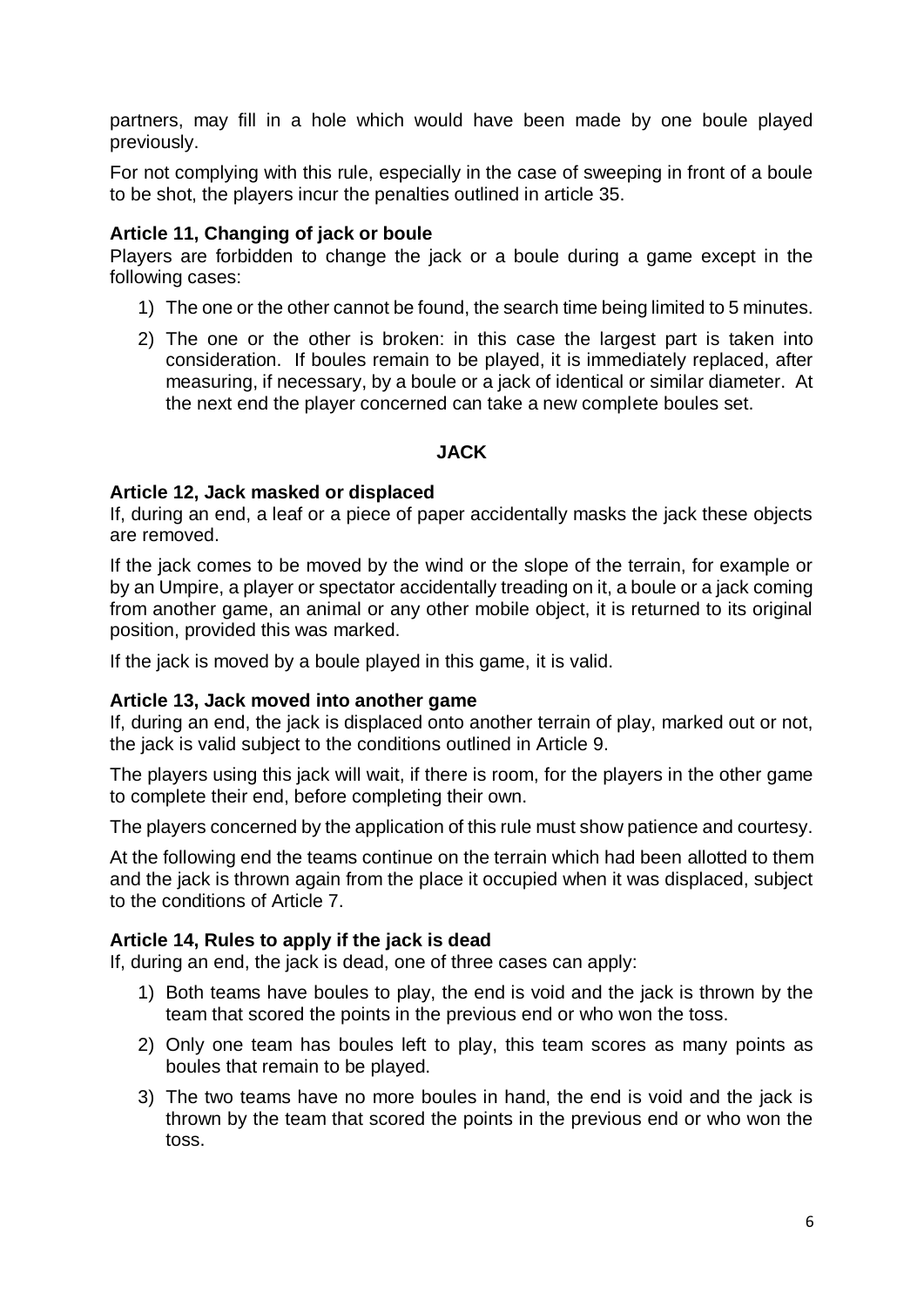partners, may fill in a hole which would have been made by one boule played previously.

For not complying with this rule, especially in the case of sweeping in front of a boule to be shot, the players incur the penalties outlined in article 35.

### Article 11, Changing of jack or boule

Players are forbidden to change the jack or a boule during a game except in the following cases:

1) The one or the other cannot be found, the search time being limited to 5 minutes.
2) The one or the other is broken: in this case the largest part is taken into consideration. If boules remain to be played, it is immediately replaced, after measuring, if necessary, by a boule or a jack of identical or similar diameter. At the next end the player concerned can take a new complete boules set.

## JACK

### Article 12, Jack masked or displaced

If, during an end, a leaf or a piece of paper accidentally masks the jack these objects are removed.

If the jack comes to be moved by the wind or the slope of the terrain, for example or by an Umpire, a player or spectator accidentally treading on it, a boule or a jack coming from another game, an animal or any other mobile object, it is returned to its original position, provided this was marked.

If the jack is moved by a boule played in this game, it is valid.

### Article 13, Jack moved into another game

If, during an end, the jack is displaced onto another terrain of play, marked out or not, the jack is valid subject to the conditions outlined in Article 9.

The players using this jack will wait, if there is room, for the players in the other game to complete their end, before completing their own.

The players concerned by the application of this rule must show patience and courtesy.

At the following end the teams continue on the terrain which had been allotted to them and the jack is thrown again from the place it occupied when it was displaced, subject to the conditions of Article 7.

### Article 14, Rules to apply if the jack is dead

If, during an end, the jack is dead, one of three cases can apply:

1) Both teams have boules to play, the end is void and the jack is thrown by the team that scored the points in the previous end or who won the toss.
2) Only one team has boules left to play, this team scores as many points as boules that remain to be played.
3) The two teams have no more boules in hand, the end is void and the jack is thrown by the team that scored the points in the previous end or who won the toss.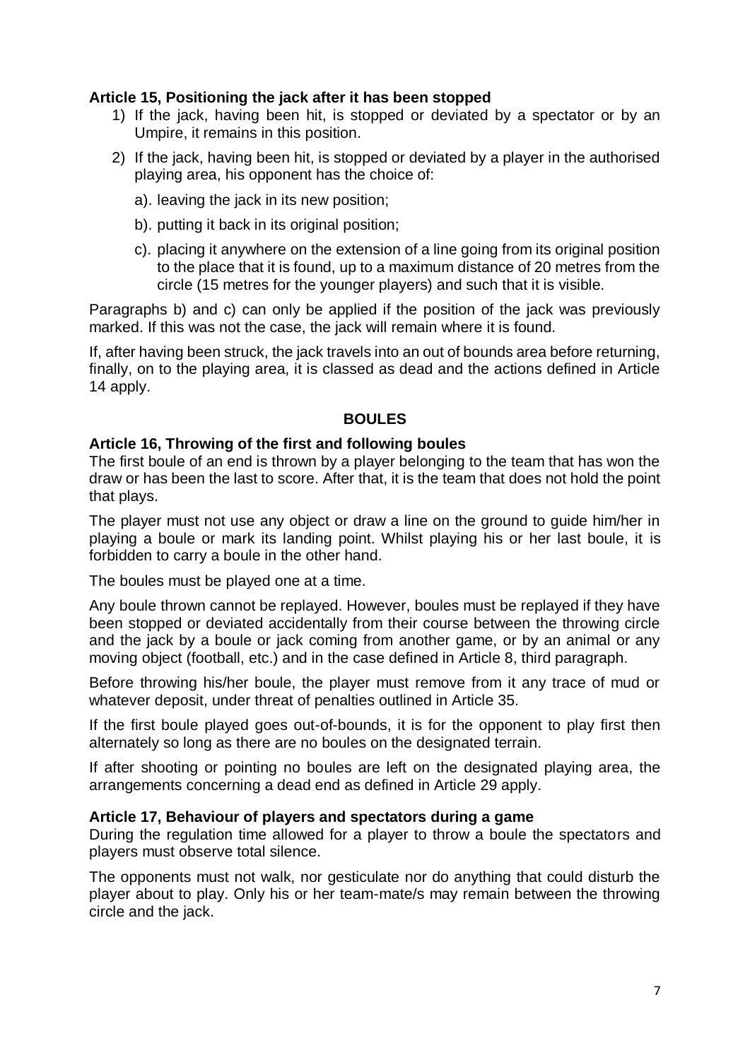**Article 15, Positioning the jack after it has been stopped**

1) If the jack, having been hit, is stopped or deviated by a spectator or by an Umpire, it remains in this position.

2) If the jack, having been hit, is stopped or deviated by a player in the authorised playing area, his opponent has the choice of:

   a). leaving the jack in its new position;

   b). putting it back in its original position;

   c). placing it anywhere on the extension of a line going from its original position to the place that it is found, up to a maximum distance of 20 metres from the circle (15 metres for the younger players) and such that it is visible.

Paragraphs b) and c) can only be applied if the position of the jack was previously marked. If this was not the case, the jack will remain where it is found.

If, after having been struck, the jack travels into an out of bounds area before returning, finally, on to the playing area, it is classed as dead and the actions defined in Article 14 apply.

## BOULES

**Article 16, Throwing of the first and following boules**

The first boule of an end is thrown by a player belonging to the team that has won the draw or has been the last to score. After that, it is the team that does not hold the point that plays.

The player must not use any object or draw a line on the ground to guide him/her in playing a boule or mark its landing point. Whilst playing his or her last boule, it is forbidden to carry a boule in the other hand.

The boules must be played one at a time.

Any boule thrown cannot be replayed. However, boules must be replayed if they have been stopped or deviated accidentally from their course between the throwing circle and the jack by a boule or jack coming from another game, or by an animal or any moving object (football, etc.) and in the case defined in Article 8, third paragraph.

Before throwing his/her boule, the player must remove from it any trace of mud or whatever deposit, under threat of penalties outlined in Article 35.

If the first boule played goes out-of-bounds, it is for the opponent to play first then alternately so long as there are no boules on the designated terrain.

If after shooting or pointing no boules are left on the designated playing area, the arrangements concerning a dead end as defined in Article 29 apply.

**Article 17, Behaviour of players and spectators during a game**

During the regulation time allowed for a player to throw a boule the spectators and players must observe total silence.

The opponents must not walk, nor gesticulate nor do anything that could disturb the player about to play. Only his or her team-mate/s may remain between the throwing circle and the jack.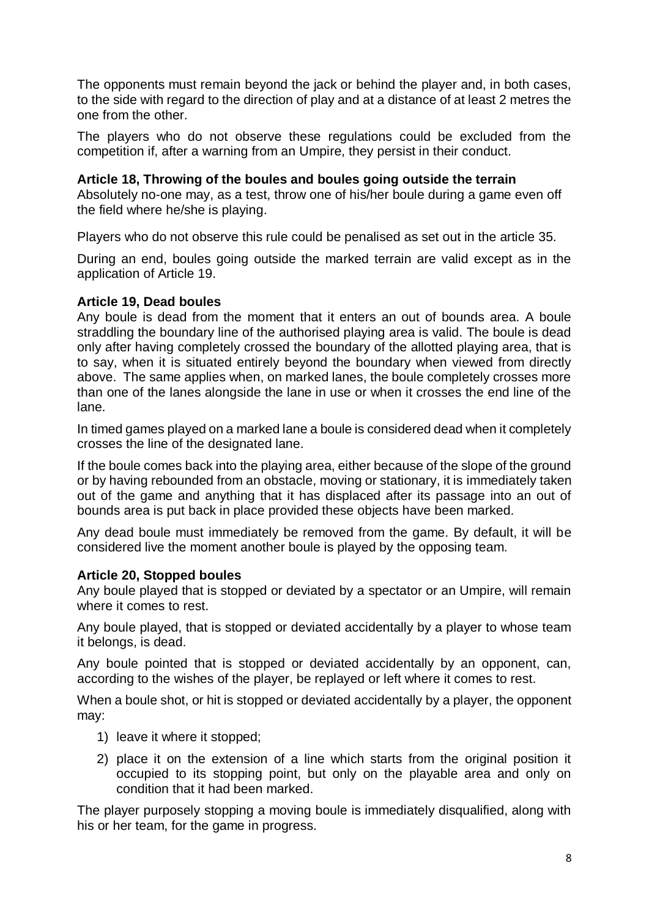The opponents must remain beyond the jack or behind the player and, in both cases, to the side with regard to the direction of play and at a distance of at least 2 metres the one from the other.

The players who do not observe these regulations could be excluded from the competition if, after a warning from an Umpire, they persist in their conduct.

### Article 18, Throwing of the boules and boules going outside the terrain

Absolutely no-one may, as a test, throw one of his/her boule during a game even off the field where he/she is playing.

Players who do not observe this rule could be penalised as set out in the article 35.

During an end, boules going outside the marked terrain are valid except as in the application of Article 19.

### Article 19, Dead boules

Any boule is dead from the moment that it enters an out of bounds area. A boule straddling the boundary line of the authorised playing area is valid. The boule is dead only after having completely crossed the boundary of the allotted playing area, that is to say, when it is situated entirely beyond the boundary when viewed from directly above. The same applies when, on marked lanes, the boule completely crosses more than one of the lanes alongside the lane in use or when it crosses the end line of the lane.

In timed games played on a marked lane a boule is considered dead when it completely crosses the line of the designated lane.

If the boule comes back into the playing area, either because of the slope of the ground or by having rebounded from an obstacle, moving or stationary, it is immediately taken out of the game and anything that it has displaced after its passage into an out of bounds area is put back in place provided these objects have been marked.

Any dead boule must immediately be removed from the game. By default, it will be considered live the moment another boule is played by the opposing team.

### Article 20, Stopped boules

Any boule played that is stopped or deviated by a spectator or an Umpire, will remain where it comes to rest.

Any boule played, that is stopped or deviated accidentally by a player to whose team it belongs, is dead.

Any boule pointed that is stopped or deviated accidentally by an opponent, can, according to the wishes of the player, be replayed or left where it comes to rest.

When a boule shot, or hit is stopped or deviated accidentally by a player, the opponent may:

1) leave it where it stopped;
2) place it on the extension of a line which starts from the original position it occupied to its stopping point, but only on the playable area and only on condition that it had been marked.

The player purposely stopping a moving boule is immediately disqualified, along with his or her team, for the game in progress.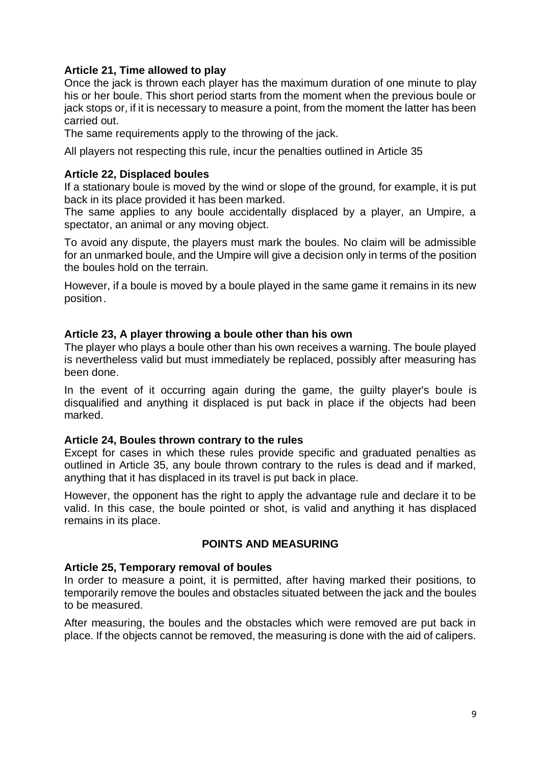**Article 21, Time allowed to play**

Once the jack is thrown each player has the maximum duration of one minute to play his or her boule. This short period starts from the moment when the previous boule or jack stops or, if it is necessary to measure a point, from the moment the latter has been carried out.

The same requirements apply to the throwing of the jack.

All players not respecting this rule, incur the penalties outlined in Article 35

**Article 22, Displaced boules**

If a stationary boule is moved by the wind or slope of the ground, for example, it is put back in its place provided it has been marked.

The same applies to any boule accidentally displaced by a player, an Umpire, a spectator, an animal or any moving object.

To avoid any dispute, the players must mark the boules. No claim will be admissible for an unmarked boule, and the Umpire will give a decision only in terms of the position the boules hold on the terrain.

However, if a boule is moved by a boule played in the same game it remains in its new position.

**Article 23, A player throwing a boule other than his own**

The player who plays a boule other than his own receives a warning. The boule played is nevertheless valid but must immediately be replaced, possibly after measuring has been done.

In the event of it occurring again during the game, the guilty player's boule is disqualified and anything it displaced is put back in place if the objects had been marked.

**Article 24, Boules thrown contrary to the rules**

Except for cases in which these rules provide specific and graduated penalties as outlined in Article 35, any boule thrown contrary to the rules is dead and if marked, anything that it has displaced in its travel is put back in place.

However, the opponent has the right to apply the advantage rule and declare it to be valid. In this case, the boule pointed or shot, is valid and anything it has displaced remains in its place.

## POINTS AND MEASURING

**Article 25, Temporary removal of boules**

In order to measure a point, it is permitted, after having marked their positions, to temporarily remove the boules and obstacles situated between the jack and the boules to be measured.

After measuring, the boules and the obstacles which were removed are put back in place. If the objects cannot be removed, the measuring is done with the aid of calipers.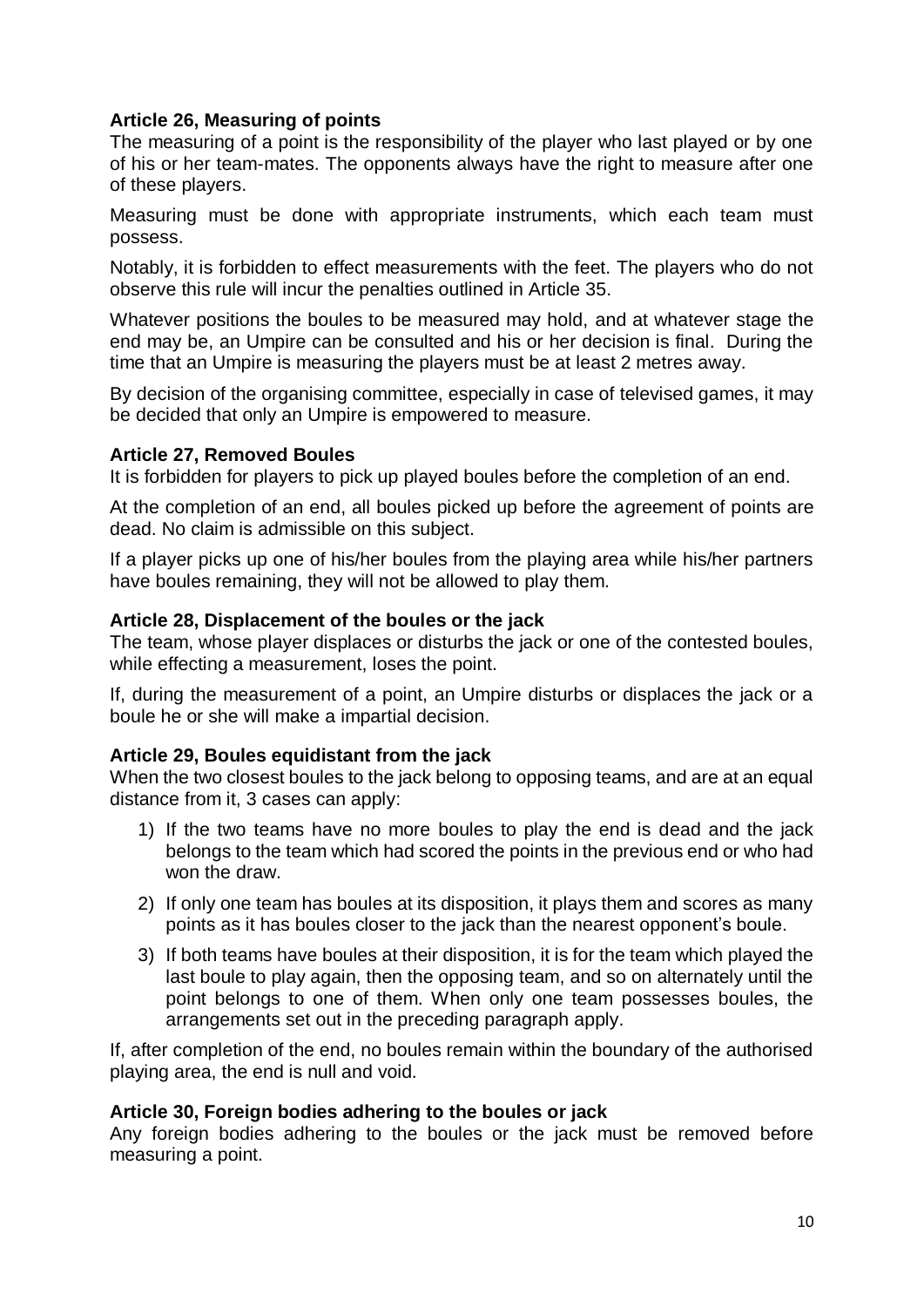**Article 26, Measuring of points**

The measuring of a point is the responsibility of the player who last played or by one of his or her team-mates. The opponents always have the right to measure after one of these players.

Measuring must be done with appropriate instruments, which each team must possess.

Notably, it is forbidden to effect measurements with the feet. The players who do not observe this rule will incur the penalties outlined in Article 35.

Whatever positions the boules to be measured may hold, and at whatever stage the end may be, an Umpire can be consulted and his or her decision is final. During the time that an Umpire is measuring the players must be at least 2 metres away.

By decision of the organising committee, especially in case of televised games, it may be decided that only an Umpire is empowered to measure.

**Article 27, Removed Boules**

It is forbidden for players to pick up played boules before the completion of an end.

At the completion of an end, all boules picked up before the agreement of points are dead. No claim is admissible on this subject.

If a player picks up one of his/her boules from the playing area while his/her partners have boules remaining, they will not be allowed to play them.

**Article 28, Displacement of the boules or the jack**

The team, whose player displaces or disturbs the jack or one of the contested boules, while effecting a measurement, loses the point.

If, during the measurement of a point, an Umpire disturbs or displaces the jack or a boule he or she will make a impartial decision.

**Article 29, Boules equidistant from the jack**

When the two closest boules to the jack belong to opposing teams, and are at an equal distance from it, 3 cases can apply:

1) If the two teams have no more boules to play the end is dead and the jack belongs to the team which had scored the points in the previous end or who had won the draw.
2) If only one team has boules at its disposition, it plays them and scores as many points as it has boules closer to the jack than the nearest opponent's boule.
3) If both teams have boules at their disposition, it is for the team which played the last boule to play again, then the opposing team, and so on alternately until the point belongs to one of them. When only one team possesses boules, the arrangements set out in the preceding paragraph apply.

If, after completion of the end, no boules remain within the boundary of the authorised playing area, the end is null and void.

**Article 30, Foreign bodies adhering to the boules or jack**

Any foreign bodies adhering to the boules or the jack must be removed before measuring a point.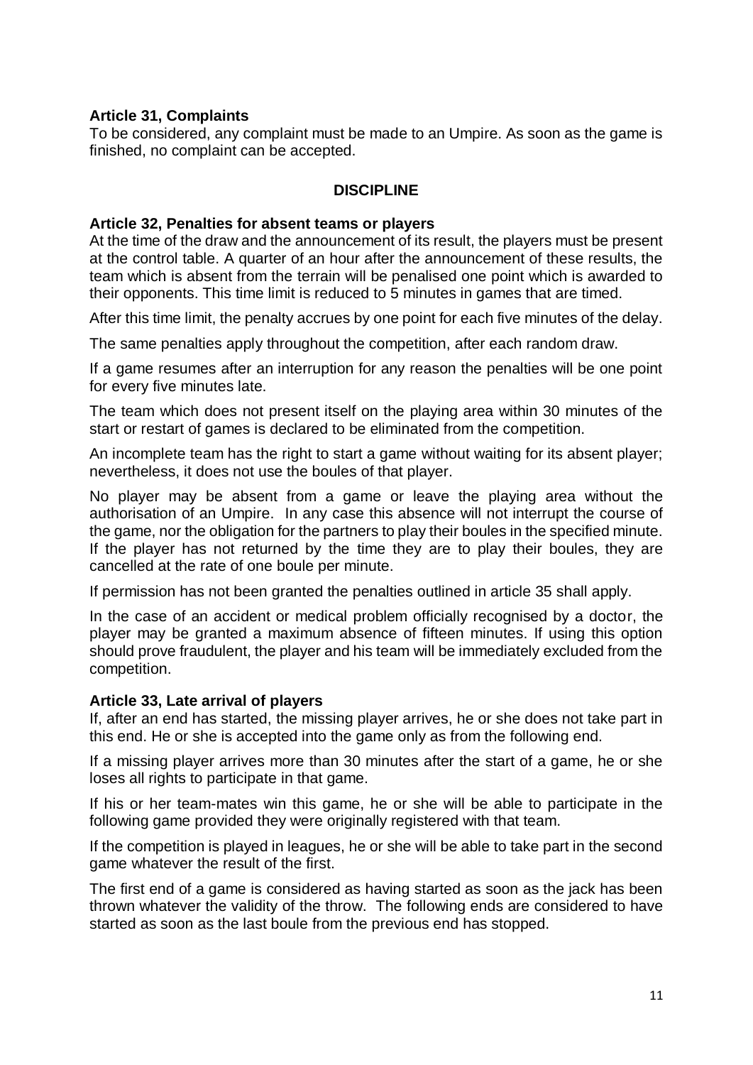**Article 31, Complaints**

To be considered, any complaint must be made to an Umpire. As soon as the game is finished, no complaint can be accepted.

## DISCIPLINE

**Article 32, Penalties for absent teams or players**

At the time of the draw and the announcement of its result, the players must be present at the control table. A quarter of an hour after the announcement of these results, the team which is absent from the terrain will be penalised one point which is awarded to their opponents. This time limit is reduced to 5 minutes in games that are timed.

After this time limit, the penalty accrues by one point for each five minutes of the delay.

The same penalties apply throughout the competition, after each random draw.

If a game resumes after an interruption for any reason the penalties will be one point for every five minutes late.

The team which does not present itself on the playing area within 30 minutes of the start or restart of games is declared to be eliminated from the competition.

An incomplete team has the right to start a game without waiting for its absent player; nevertheless, it does not use the boules of that player.

No player may be absent from a game or leave the playing area without the authorisation of an Umpire. In any case this absence will not interrupt the course of the game, nor the obligation for the partners to play their boules in the specified minute. If the player has not returned by the time they are to play their boules, they are cancelled at the rate of one boule per minute.

If permission has not been granted the penalties outlined in article 35 shall apply.

In the case of an accident or medical problem officially recognised by a doctor, the player may be granted a maximum absence of fifteen minutes. If using this option should prove fraudulent, the player and his team will be immediately excluded from the competition.

**Article 33, Late arrival of players**

If, after an end has started, the missing player arrives, he or she does not take part in this end. He or she is accepted into the game only as from the following end.

If a missing player arrives more than 30 minutes after the start of a game, he or she loses all rights to participate in that game.

If his or her team-mates win this game, he or she will be able to participate in the following game provided they were originally registered with that team.

If the competition is played in leagues, he or she will be able to take part in the second game whatever the result of the first.

The first end of a game is considered as having started as soon as the jack has been thrown whatever the validity of the throw. The following ends are considered to have started as soon as the last boule from the previous end has stopped.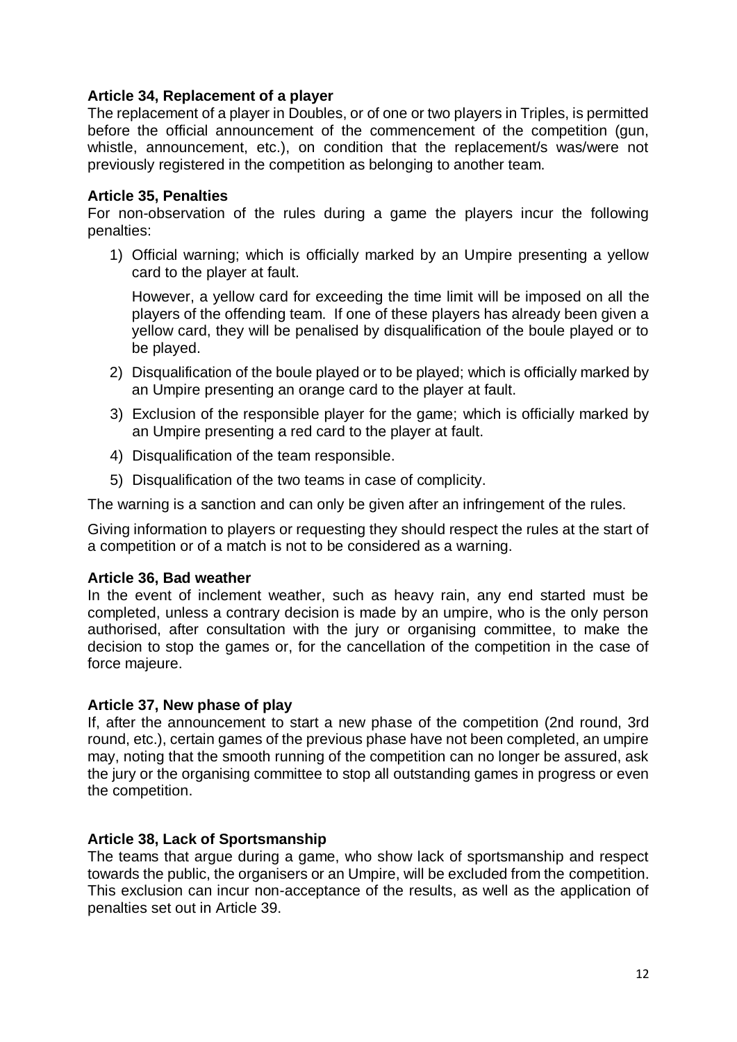**Article 34, Replacement of a player**

The replacement of a player in Doubles, or of one or two players in Triples, is permitted before the official announcement of the commencement of the competition (gun, whistle, announcement, etc.), on condition that the replacement/s was/were not previously registered in the competition as belonging to another team.

**Article 35, Penalties**

For non-observation of the rules during a game the players incur the following penalties:

1) Official warning; which is officially marked by an Umpire presenting a yellow card to the player at fault.

   However, a yellow card for exceeding the time limit will be imposed on all the players of the offending team. If one of these players has already been given a yellow card, they will be penalised by disqualification of the boule played or to be played.

2) Disqualification of the boule played or to be played; which is officially marked by an Umpire presenting an orange card to the player at fault.
3) Exclusion of the responsible player for the game; which is officially marked by an Umpire presenting a red card to the player at fault.
4) Disqualification of the team responsible.
5) Disqualification of the two teams in case of complicity.

The warning is a sanction and can only be given after an infringement of the rules.

Giving information to players or requesting they should respect the rules at the start of a competition or of a match is not to be considered as a warning.

**Article 36, Bad weather**

In the event of inclement weather, such as heavy rain, any end started must be completed, unless a contrary decision is made by an umpire, who is the only person authorised, after consultation with the jury or organising committee, to make the decision to stop the games or, for the cancellation of the competition in the case of force majeure.

**Article 37, New phase of play**

If, after the announcement to start a new phase of the competition (2nd round, 3rd round, etc.), certain games of the previous phase have not been completed, an umpire may, noting that the smooth running of the competition can no longer be assured, ask the jury or the organising committee to stop all outstanding games in progress or even the competition.

**Article 38, Lack of Sportsmanship**

The teams that argue during a game, who show lack of sportsmanship and respect towards the public, the organisers or an Umpire, will be excluded from the competition. This exclusion can incur non-acceptance of the results, as well as the application of penalties set out in Article 39.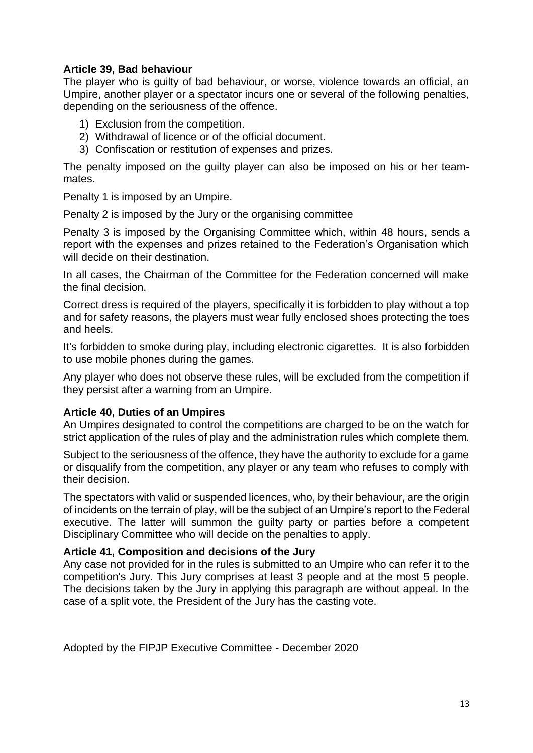### Article 39, Bad behaviour

The player who is guilty of bad behaviour, or worse, violence towards an official, an Umpire, another player or a spectator incurs one or several of the following penalties, depending on the seriousness of the offence.

1) Exclusion from the competition.
2) Withdrawal of licence or of the official document.
3) Confiscation or restitution of expenses and prizes.

The penalty imposed on the guilty player can also be imposed on his or her team-mates.

Penalty 1 is imposed by an Umpire.

Penalty 2 is imposed by the Jury or the organising committee

Penalty 3 is imposed by the Organising Committee which, within 48 hours, sends a report with the expenses and prizes retained to the Federation's Organisation which will decide on their destination.

In all cases, the Chairman of the Committee for the Federation concerned will make the final decision.

Correct dress is required of the players, specifically it is forbidden to play without a top and for safety reasons, the players must wear fully enclosed shoes protecting the toes and heels.

It's forbidden to smoke during play, including electronic cigarettes. It is also forbidden to use mobile phones during the games.

Any player who does not observe these rules, will be excluded from the competition if they persist after a warning from an Umpire.

### Article 40, Duties of an Umpires

An Umpires designated to control the competitions are charged to be on the watch for strict application of the rules of play and the administration rules which complete them.

Subject to the seriousness of the offence, they have the authority to exclude for a game or disqualify from the competition, any player or any team who refuses to comply with their decision.

The spectators with valid or suspended licences, who, by their behaviour, are the origin of incidents on the terrain of play, will be the subject of an Umpire's report to the Federal executive. The latter will summon the guilty party or parties before a competent Disciplinary Committee who will decide on the penalties to apply.

### Article 41, Composition and decisions of the Jury

Any case not provided for in the rules is submitted to an Umpire who can refer it to the competition's Jury. This Jury comprises at least 3 people and at the most 5 people. The decisions taken by the Jury in applying this paragraph are without appeal. In the case of a split vote, the President of the Jury has the casting vote.

Adopted by the FIPJP Executive Committee - December 2020